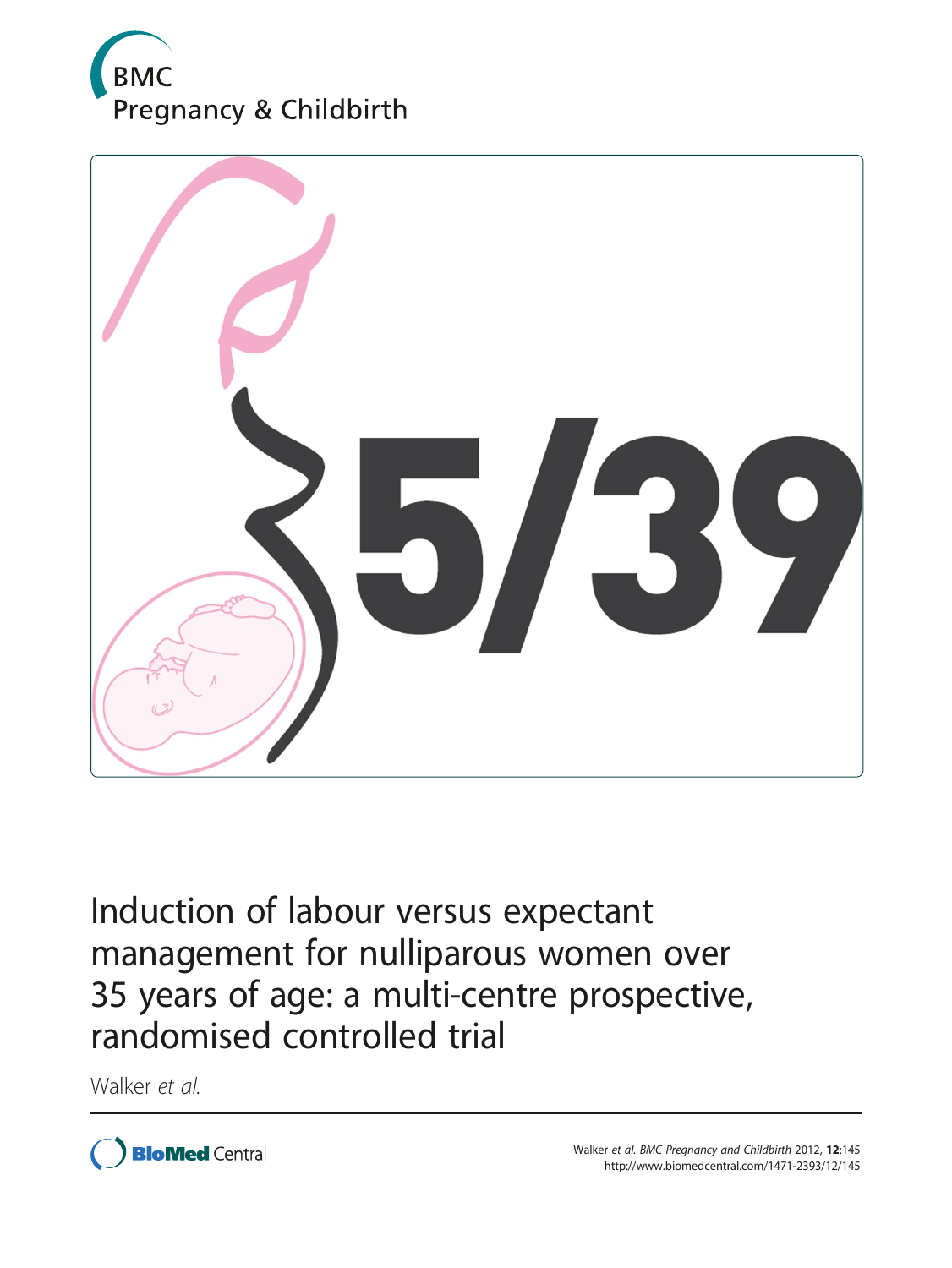BMC Pregnancy & Childbirth

# Induction of labour versus expectant management for nulliparous women over 35 years of age: a multi-centre prospective, randomised controlled trial

Walker *et al.*

Walker *et al. BMC Pregnancy and Childbirth* 2012, **12**:145
http://www.biomedcentral.com/1471-2393/12/145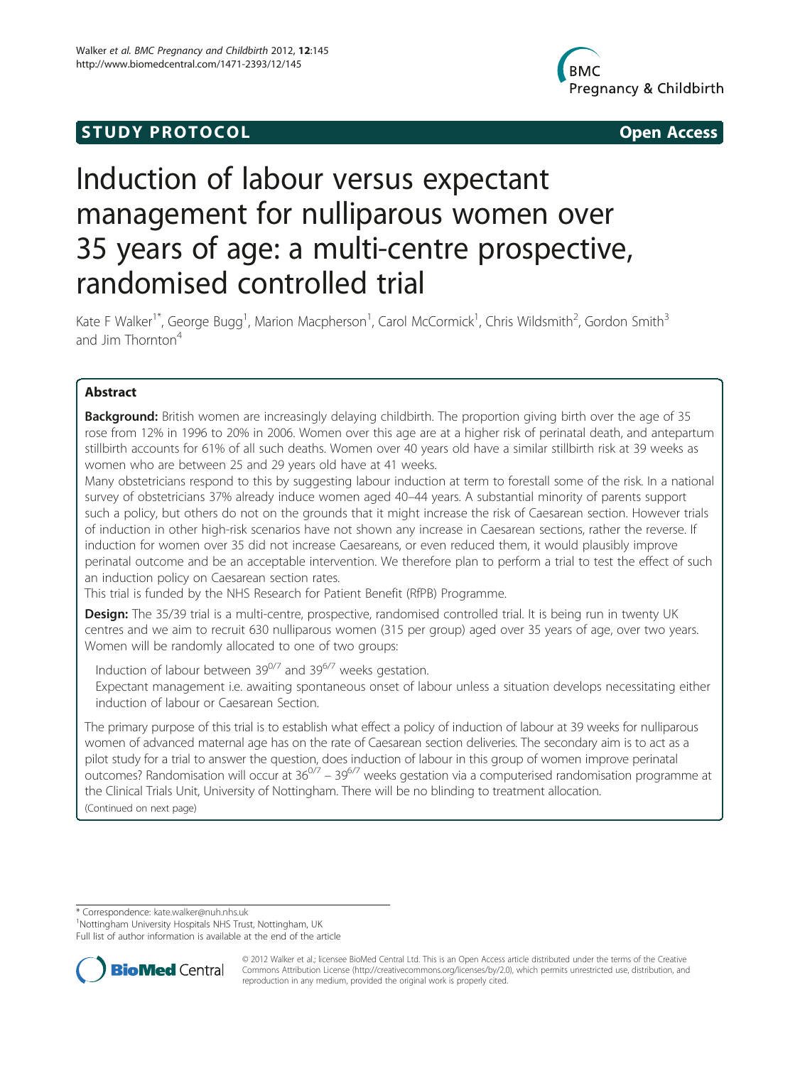# Induction of labour versus expectant management for nulliparous women over 35 years of age: a multi-centre prospective, randomised controlled trial

Kate F Walker[1*], George Bugg[1], Marion Macpherson[1], Carol McCormick[1], Chris Wildsmith[2], Gordon Smith[3] and Jim Thornton[4]

## Abstract

**Background:** British women are increasingly delaying childbirth. The proportion giving birth over the age of 35 rose from 12% in 1996 to 20% in 2006. Women over this age are at a higher risk of perinatal death, and antepartum stillbirth accounts for 61% of all such deaths. Women over 40 years old have a similar stillbirth risk at 39 weeks as women who are between 25 and 29 years old have at 41 weeks.

Many obstetricians respond to this by suggesting labour induction at term to forestall some of the risk. In a national survey of obstetricians 37% already induce women aged 40–44 years. A substantial minority of parents support such a policy, but others do not on the grounds that it might increase the risk of Caesarean section. However trials of induction in other high-risk scenarios have not shown any increase in Caesarean sections, rather the reverse. If induction for women over 35 did not increase Caesareans, or even reduced them, it would plausibly improve perinatal outcome and be an acceptable intervention. We therefore plan to perform a trial to test the effect of such an induction policy on Caesarean section rates.

This trial is funded by the NHS Research for Patient Benefit (RfPB) Programme.

**Design:** The 35/39 trial is a multi-centre, prospective, randomised controlled trial. It is being run in twenty UK centres and we aim to recruit 630 nulliparous women (315 per group) aged over 35 years of age, over two years. Women will be randomly allocated to one of two groups:

Induction of labour between $39^{0/7}$ and $39^{6/7}$ weeks gestation.

Expectant management i.e. awaiting spontaneous onset of labour unless a situation develops necessitating either induction of labour or Caesarean Section.

The primary purpose of this trial is to establish what effect a policy of induction of labour at 39 weeks for nulliparous women of advanced maternal age has on the rate of Caesarean section deliveries. The secondary aim is to act as a pilot study for a trial to answer the question, does induction of labour in this group of women improve perinatal outcomes? Randomisation will occur at $36^{0/7}$ – $39^{6/7}$ weeks gestation via a computerised randomisation programme at the Clinical Trials Unit, University of Nottingham. There will be no blinding to treatment allocation.

(Continued on next page)

\* Correspondence: kate.walker@nuh.nhs.uk
[1]Nottingham University Hospitals NHS Trust, Nottingham, UK
Full list of author information is available at the end of the article

© 2012 Walker et al.; licensee BioMed Central Ltd. This is an Open Access article distributed under the terms of the Creative Commons Attribution License (http://creativecommons.org/licenses/by/2.0), which permits unrestricted use, distribution, and reproduction in any medium, provided the original work is properly cited.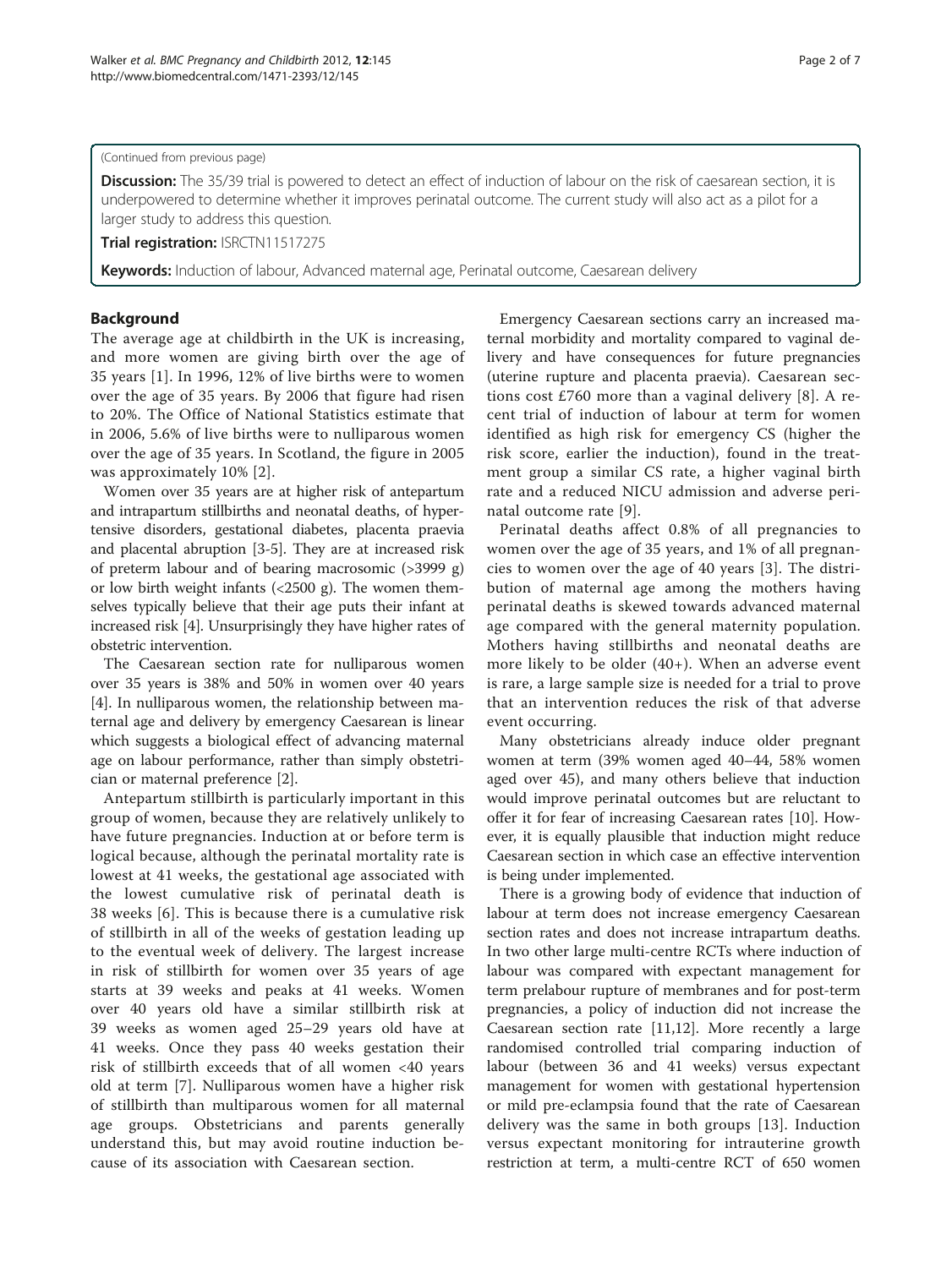(Continued from previous page)

**Discussion:** The 35/39 trial is powered to detect an effect of induction of labour on the risk of caesarean section, it is underpowered to determine whether it improves perinatal outcome. The current study will also act as a pilot for a larger study to address this question.

**Trial registration:** ISRCTN11517275

**Keywords:** Induction of labour, Advanced maternal age, Perinatal outcome, Caesarean delivery

## Background

The average age at childbirth in the UK is increasing, and more women are giving birth over the age of 35 years [1]. In 1996, 12% of live births were to women over the age of 35 years. By 2006 that figure had risen to 20%. The Office of National Statistics estimate that in 2006, 5.6% of live births were to nulliparous women over the age of 35 years. In Scotland, the figure in 2005 was approximately 10% [2].

Women over 35 years are at higher risk of antepartum and intrapartum stillbirths and neonatal deaths, of hypertensive disorders, gestational diabetes, placenta praevia and placental abruption [3-5]. They are at increased risk of preterm labour and of bearing macrosomic (>3999 g) or low birth weight infants (<2500 g). The women themselves typically believe that their age puts their infant at increased risk [4]. Unsurprisingly they have higher rates of obstetric intervention.

The Caesarean section rate for nulliparous women over 35 years is 38% and 50% in women over 40 years [4]. In nulliparous women, the relationship between maternal age and delivery by emergency Caesarean is linear which suggests a biological effect of advancing maternal age on labour performance, rather than simply obstetrician or maternal preference [2].

Antepartum stillbirth is particularly important in this group of women, because they are relatively unlikely to have future pregnancies. Induction at or before term is logical because, although the perinatal mortality rate is lowest at 41 weeks, the gestational age associated with the lowest cumulative risk of perinatal death is 38 weeks [6]. This is because there is a cumulative risk of stillbirth in all of the weeks of gestation leading up to the eventual week of delivery. The largest increase in risk of stillbirth for women over 35 years of age starts at 39 weeks and peaks at 41 weeks. Women over 40 years old have a similar stillbirth risk at 39 weeks as women aged 25–29 years old have at 41 weeks. Once they pass 40 weeks gestation their risk of stillbirth exceeds that of all women <40 years old at term [7]. Nulliparous women have a higher risk of stillbirth than multiparous women for all maternal age groups. Obstetricians and parents generally understand this, but may avoid routine induction because of its association with Caesarean section.

Emergency Caesarean sections carry an increased maternal morbidity and mortality compared to vaginal delivery and have consequences for future pregnancies (uterine rupture and placenta praevia). Caesarean sections cost £760 more than a vaginal delivery [8]. A recent trial of induction of labour at term for women identified as high risk for emergency CS (higher the risk score, earlier the induction), found in the treatment group a similar CS rate, a higher vaginal birth rate and a reduced NICU admission and adverse perinatal outcome rate [9].

Perinatal deaths affect 0.8% of all pregnancies to women over the age of 35 years, and 1% of all pregnancies to women over the age of 40 years [3]. The distribution of maternal age among the mothers having perinatal deaths is skewed towards advanced maternal age compared with the general maternity population. Mothers having stillbirths and neonatal deaths are more likely to be older (40+). When an adverse event is rare, a large sample size is needed for a trial to prove that an intervention reduces the risk of that adverse event occurring.

Many obstetricians already induce older pregnant women at term (39% women aged 40–44, 58% women aged over 45), and many others believe that induction would improve perinatal outcomes but are reluctant to offer it for fear of increasing Caesarean rates [10]. However, it is equally plausible that induction might reduce Caesarean section in which case an effective intervention is being under implemented.

There is a growing body of evidence that induction of labour at term does not increase emergency Caesarean section rates and does not increase intrapartum deaths. In two other large multi-centre RCTs where induction of labour was compared with expectant management for term prelabour rupture of membranes and for post-term pregnancies, a policy of induction did not increase the Caesarean section rate [11,12]. More recently a large randomised controlled trial comparing induction of labour (between 36 and 41 weeks) versus expectant management for women with gestational hypertension or mild pre-eclampsia found that the rate of Caesarean delivery was the same in both groups [13]. Induction versus expectant monitoring for intrauterine growth restriction at term, a multi-centre RCT of 650 women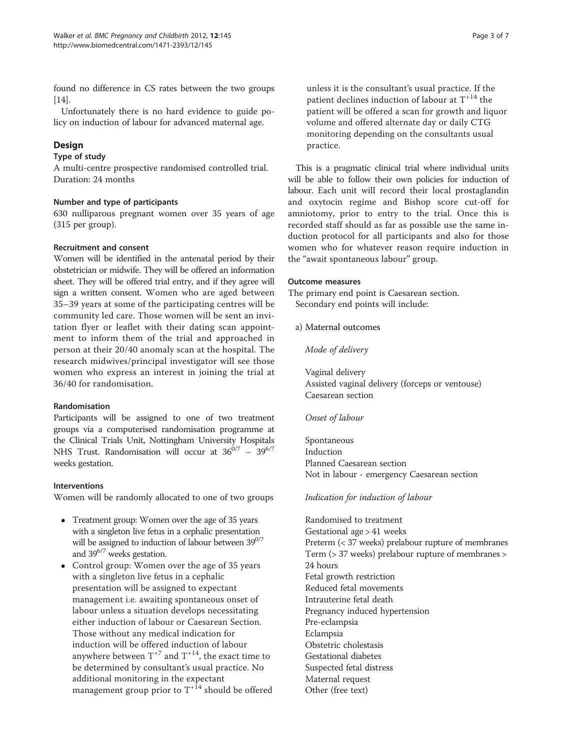found no difference in CS rates between the two groups [14].

Unfortunately there is no hard evidence to guide policy on induction of labour for advanced maternal age.

## Design

### Type of study

A multi-centre prospective randomised controlled trial. Duration: 24 months

### Number and type of participants

630 nulliparous pregnant women over 35 years of age (315 per group).

### Recruitment and consent

Women will be identified in the antenatal period by their obstetrician or midwife. They will be offered an information sheet. They will be offered trial entry, and if they agree will sign a written consent. Women who are aged between 35–39 years at some of the participating centres will be community led care. Those women will be sent an invitation flyer or leaflet with their dating scan appointment to inform them of the trial and approached in person at their 20/40 anomaly scan at the hospital. The research midwives/principal investigator will see those women who express an interest in joining the trial at 36/40 for randomisation.

### Randomisation

Participants will be assigned to one of two treatment groups via a computerised randomisation programme at the Clinical Trials Unit, Nottingham University Hospitals NHS Trust. Randomisation will occur at $36^{0/7}$ – $39^{6/7}$ weeks gestation.

### Interventions

Women will be randomly allocated to one of two groups

- Treatment group: Women over the age of 35 years with a singleton live fetus in a cephalic presentation will be assigned to induction of labour between $39^{0/7}$ and $39^{6/7}$ weeks gestation.
- Control group: Women over the age of 35 years with a singleton live fetus in a cephalic presentation will be assigned to expectant management i.e. awaiting spontaneous onset of labour unless a situation develops necessitating either induction of labour or Caesarean Section. Those without any medical indication for induction will be offered induction of labour anywhere between $T^{+7}$ and $T^{+14}$, the exact time to be determined by consultant's usual practice. No additional monitoring in the expectant management group prior to $T^{+14}$ should be offered unless it is the consultant's usual practice. If the patient declines induction of labour at $T^{+14}$ the patient will be offered a scan for growth and liquor volume and offered alternate day or daily CTG monitoring depending on the consultants usual practice.

This is a pragmatic clinical trial where individual units will be able to follow their own policies for induction of labour. Each unit will record their local prostaglandin and oxytocin regime and Bishop score cut-off for amniotomy, prior to entry to the trial. Once this is recorded staff should as far as possible use the same induction protocol for all participants and also for those women who for whatever reason require induction in the "await spontaneous labour" group.

### Outcome measures

The primary end point is Caesarean section.

Secondary end points will include:

a) Maternal outcomes

*Mode of delivery*

Vaginal delivery
Assisted vaginal delivery (forceps or ventouse)
Caesarean section

*Onset of labour*

Spontaneous
Induction
Planned Caesarean section
Not in labour - emergency Caesarean section

*Indication for induction of labour*

Randomised to treatment
Gestational age > 41 weeks
Preterm (< 37 weeks) prelabour rupture of membranes
Term (> 37 weeks) prelabour rupture of membranes > 24 hours
Fetal growth restriction
Reduced fetal movements
Intrauterine fetal death
Pregnancy induced hypertension
Pre-eclampsia
Eclampsia
Obstetric cholestasis
Gestational diabetes
Suspected fetal distress
Maternal request
Other (free text)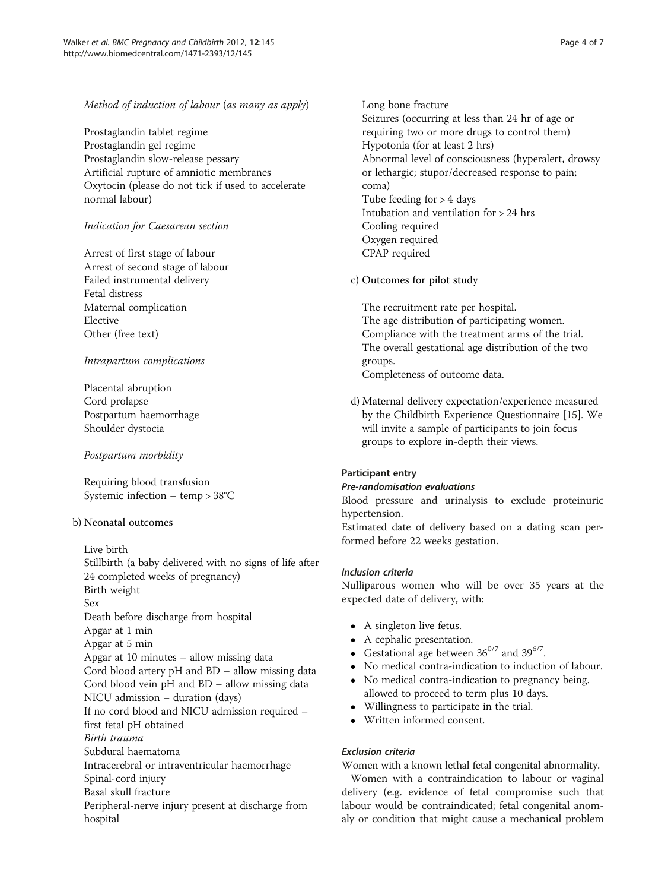*Method of induction of labour* (*as many as apply*)

Prostaglandin tablet regime
Prostaglandin gel regime
Prostaglandin slow-release pessary
Artificial rupture of amniotic membranes
Oxytocin (please do not tick if used to accelerate normal labour)

*Indication for Caesarean section*

Arrest of first stage of labour
Arrest of second stage of labour
Failed instrumental delivery
Fetal distress
Maternal complication
Elective
Other (free text)

*Intrapartum complications*

Placental abruption
Cord prolapse
Postpartum haemorrhage
Shoulder dystocia

*Postpartum morbidity*

Requiring blood transfusion
Systemic infection – temp > 38°C

b) Neonatal outcomes

Live birth
Stillbirth (a baby delivered with no signs of life after 24 completed weeks of pregnancy)
Birth weight
Sex
Death before discharge from hospital
Apgar at 1 min
Apgar at 5 min
Apgar at 10 minutes – allow missing data
Cord blood artery pH and BD – allow missing data
Cord blood vein pH and BD – allow missing data
NICU admission – duration (days)
If no cord blood and NICU admission required – first fetal pH obtained
*Birth trauma*
Subdural haematoma
Intracerebral or intraventricular haemorrhage
Spinal-cord injury
Basal skull fracture
Peripheral-nerve injury present at discharge from hospital
Long bone fracture
Seizures (occurring at less than 24 hr of age or requiring two or more drugs to control them)
Hypotonia (for at least 2 hrs)
Abnormal level of consciousness (hyperalert, drowsy or lethargic; stupor/decreased response to pain; coma)
Tube feeding for > 4 days
Intubation and ventilation for > 24 hrs
Cooling required
Oxygen required
CPAP required

c) Outcomes for pilot study

The recruitment rate per hospital.
The age distribution of participating women.
Compliance with the treatment arms of the trial.
The overall gestational age distribution of the two groups.
Completeness of outcome data.

d) Maternal delivery expectation/experience measured by the Childbirth Experience Questionnaire [15]. We will invite a sample of participants to join focus groups to explore in-depth their views.

## Participant entry

### *Pre-randomisation evaluations*

Blood pressure and urinalysis to exclude proteinuric hypertension.
Estimated date of delivery based on a dating scan performed before 22 weeks gestation.

### *Inclusion criteria*

Nulliparous women who will be over 35 years at the expected date of delivery, with:

- A singleton live fetus.
- A cephalic presentation.
- Gestational age between $36^{0/7}$ and $39^{6/7}$.
- No medical contra-indication to induction of labour.
- No medical contra-indication to pregnancy being. allowed to proceed to term plus 10 days.
- Willingness to participate in the trial.
- Written informed consent.

### *Exclusion criteria*

Women with a known lethal fetal congenital abnormality.

Women with a contraindication to labour or vaginal delivery (e.g. evidence of fetal compromise such that labour would be contraindicated; fetal congenital anomaly or condition that might cause a mechanical problem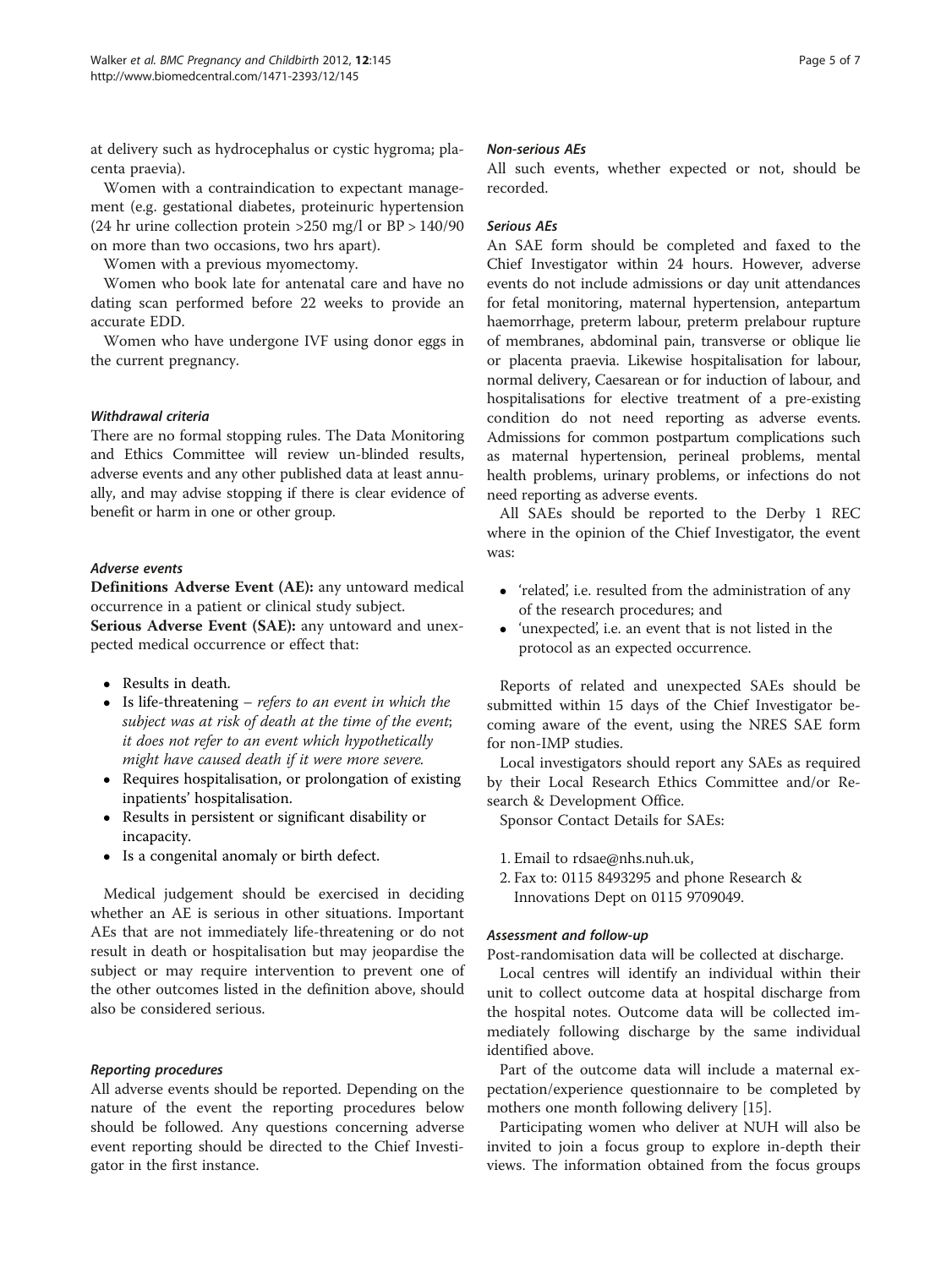at delivery such as hydrocephalus or cystic hygroma; placenta praevia).

Women with a contraindication to expectant management (e.g. gestational diabetes, proteinuric hypertension (24 hr urine collection protein >250 mg/l or BP > 140/90 on more than two occasions, two hrs apart).

Women with a previous myomectomy.

Women who book late for antenatal care and have no dating scan performed before 22 weeks to provide an accurate EDD.

Women who have undergone IVF using donor eggs in the current pregnancy.

#### *Withdrawal criteria*

There are no formal stopping rules. The Data Monitoring and Ethics Committee will review un-blinded results, adverse events and any other published data at least annually, and may advise stopping if there is clear evidence of benefit or harm in one or other group.

#### *Adverse events*

**Definitions Adverse Event (AE):** any untoward medical occurrence in a patient or clinical study subject.

**Serious Adverse Event (SAE):** any untoward and unexpected medical occurrence or effect that:

- Results in death.
- Is life-threatening – *refers to an event in which the subject was at risk of death at the time of the event; it does not refer to an event which hypothetically might have caused death if it were more severe.*
- Requires hospitalisation, or prolongation of existing inpatients' hospitalisation.
- Results in persistent or significant disability or incapacity.
- Is a congenital anomaly or birth defect.

Medical judgement should be exercised in deciding whether an AE is serious in other situations. Important AEs that are not immediately life-threatening or do not result in death or hospitalisation but may jeopardise the subject or may require intervention to prevent one of the other outcomes listed in the definition above, should also be considered serious.

#### *Reporting procedures*

All adverse events should be reported. Depending on the nature of the event the reporting procedures below should be followed. Any questions concerning adverse event reporting should be directed to the Chief Investigator in the first instance.

#### *Non-serious AEs*

All such events, whether expected or not, should be recorded.

#### *Serious AEs*

An SAE form should be completed and faxed to the Chief Investigator within 24 hours. However, adverse events do not include admissions or day unit attendances for fetal monitoring, maternal hypertension, antepartum haemorrhage, preterm labour, preterm prelabour rupture of membranes, abdominal pain, transverse or oblique lie or placenta praevia. Likewise hospitalisation for labour, normal delivery, Caesarean or for induction of labour, and hospitalisations for elective treatment of a pre-existing condition do not need reporting as adverse events. Admissions for common postpartum complications such as maternal hypertension, perineal problems, mental health problems, urinary problems, or infections do not need reporting as adverse events.

All SAEs should be reported to the Derby 1 REC where in the opinion of the Chief Investigator, the event was:

- 'related', i.e. resulted from the administration of any of the research procedures; and
- 'unexpected', i.e. an event that is not listed in the protocol as an expected occurrence.

Reports of related and unexpected SAEs should be submitted within 15 days of the Chief Investigator becoming aware of the event, using the NRES SAE form for non-IMP studies.

Local investigators should report any SAEs as required by their Local Research Ethics Committee and/or Research & Development Office.

Sponsor Contact Details for SAEs:

1. Email to rdsae@nhs.nuh.uk,
2. Fax to: 0115 8493295 and phone Research & Innovations Dept on 0115 9709049.

#### *Assessment and follow-up*

Post-randomisation data will be collected at discharge.

Local centres will identify an individual within their unit to collect outcome data at hospital discharge from the hospital notes. Outcome data will be collected immediately following discharge by the same individual identified above.

Part of the outcome data will include a maternal expectation/experience questionnaire to be completed by mothers one month following delivery [15].

Participating women who deliver at NUH will also be invited to join a focus group to explore in-depth their views. The information obtained from the focus groups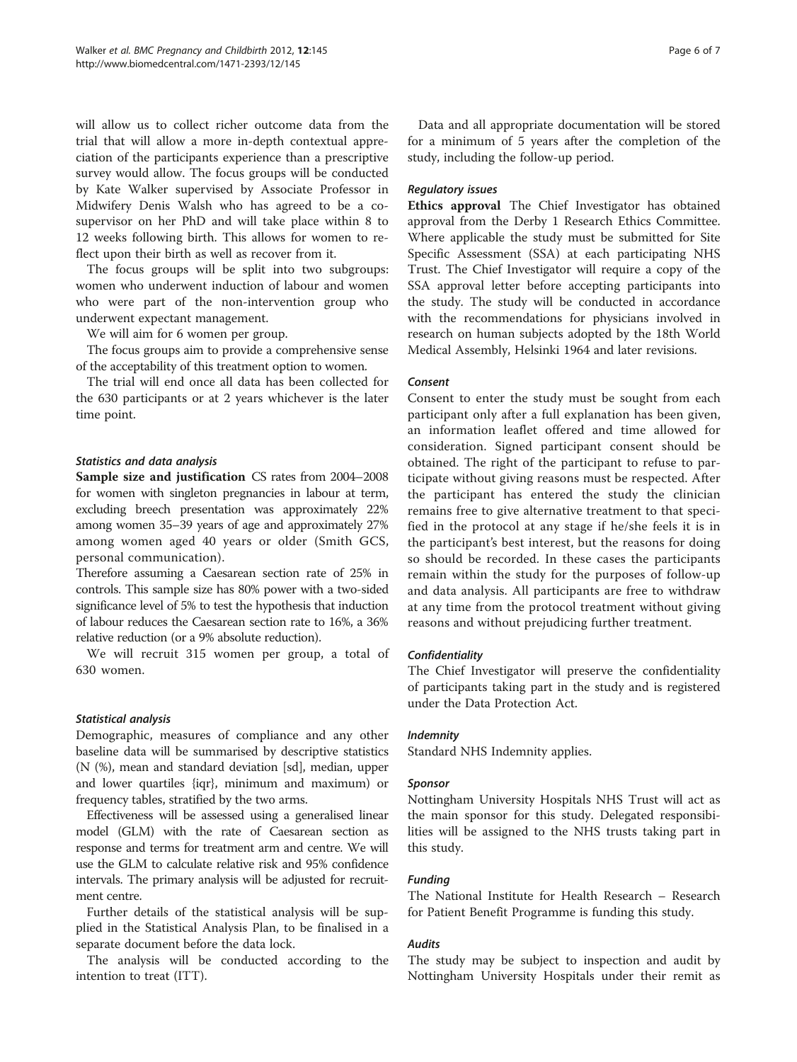will allow us to collect richer outcome data from the trial that will allow a more in-depth contextual appreciation of the participants experience than a prescriptive survey would allow. The focus groups will be conducted by Kate Walker supervised by Associate Professor in Midwifery Denis Walsh who has agreed to be a co-supervisor on her PhD and will take place within 8 to 12 weeks following birth. This allows for women to reflect upon their birth as well as recover from it.

The focus groups will be split into two subgroups: women who underwent induction of labour and women who were part of the non-intervention group who underwent expectant management.

We will aim for 6 women per group.

The focus groups aim to provide a comprehensive sense of the acceptability of this treatment option to women.

The trial will end once all data has been collected for the 630 participants or at 2 years whichever is the later time point.

### *Statistics and data analysis*

**Sample size and justification** CS rates from 2004–2008 for women with singleton pregnancies in labour at term, excluding breech presentation was approximately 22% among women 35–39 years of age and approximately 27% among women aged 40 years or older (Smith GCS, personal communication).

Therefore assuming a Caesarean section rate of 25% in controls. This sample size has 80% power with a two-sided significance level of 5% to test the hypothesis that induction of labour reduces the Caesarean section rate to 16%, a 36% relative reduction (or a 9% absolute reduction).

We will recruit 315 women per group, a total of 630 women.

### *Statistical analysis*

Demographic, measures of compliance and any other baseline data will be summarised by descriptive statistics (N (%), mean and standard deviation [sd], median, upper and lower quartiles {iqr}, minimum and maximum) or frequency tables, stratified by the two arms.

Effectiveness will be assessed using a generalised linear model (GLM) with the rate of Caesarean section as response and terms for treatment arm and centre. We will use the GLM to calculate relative risk and 95% confidence intervals. The primary analysis will be adjusted for recruitment centre.

Further details of the statistical analysis will be supplied in the Statistical Analysis Plan, to be finalised in a separate document before the data lock.

The analysis will be conducted according to the intention to treat (ITT).

Data and all appropriate documentation will be stored for a minimum of 5 years after the completion of the study, including the follow-up period.

### *Regulatory issues*

**Ethics approval** The Chief Investigator has obtained approval from the Derby 1 Research Ethics Committee. Where applicable the study must be submitted for Site Specific Assessment (SSA) at each participating NHS Trust. The Chief Investigator will require a copy of the SSA approval letter before accepting participants into the study. The study will be conducted in accordance with the recommendations for physicians involved in research on human subjects adopted by the 18th World Medical Assembly, Helsinki 1964 and later revisions.

### *Consent*

Consent to enter the study must be sought from each participant only after a full explanation has been given, an information leaflet offered and time allowed for consideration. Signed participant consent should be obtained. The right of the participant to refuse to participate without giving reasons must be respected. After the participant has entered the study the clinician remains free to give alternative treatment to that specified in the protocol at any stage if he/she feels it is in the participant's best interest, but the reasons for doing so should be recorded. In these cases the participants remain within the study for the purposes of follow-up and data analysis. All participants are free to withdraw at any time from the protocol treatment without giving reasons and without prejudicing further treatment.

### *Confidentiality*

The Chief Investigator will preserve the confidentiality of participants taking part in the study and is registered under the Data Protection Act.

### *Indemnity*

Standard NHS Indemnity applies.

### *Sponsor*

Nottingham University Hospitals NHS Trust will act as the main sponsor for this study. Delegated responsibilities will be assigned to the NHS trusts taking part in this study.

### *Funding*

The National Institute for Health Research – Research for Patient Benefit Programme is funding this study.

### *Audits*

The study may be subject to inspection and audit by Nottingham University Hospitals under their remit as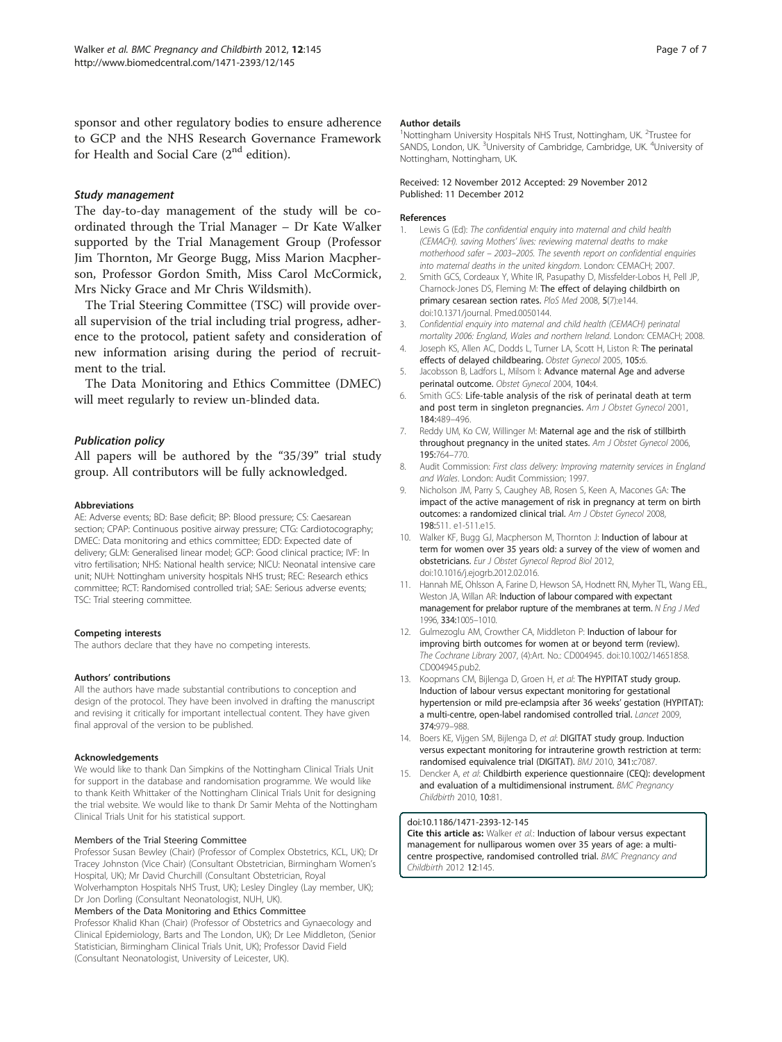sponsor and other regulatory bodies to ensure adherence to GCP and the NHS Research Governance Framework for Health and Social Care (2nd edition).

### Study management

The day-to-day management of the study will be co-ordinated through the Trial Manager – Dr Kate Walker supported by the Trial Management Group (Professor Jim Thornton, Mr George Bugg, Miss Marion Macpherson, Professor Gordon Smith, Miss Carol McCormick, Mrs Nicky Grace and Mr Chris Wildsmith).

The Trial Steering Committee (TSC) will provide overall supervision of the trial including trial progress, adherence to the protocol, patient safety and consideration of new information arising during the period of recruitment to the trial.

The Data Monitoring and Ethics Committee (DMEC) will meet regularly to review un-blinded data.

### Publication policy

All papers will be authored by the "35/39" trial study group. All contributors will be fully acknowledged.

#### Abbreviations

AE: Adverse events; BD: Base deficit; BP: Blood pressure; CS: Caesarean section; CPAP: Continuous positive airway pressure; CTG: Cardiotocography; DMEC: Data monitoring and ethics committee; EDD: Expected date of delivery; GLM: Generalised linear model; GCP: Good clinical practice; IVF: In vitro fertilisation; NHS: National health service; NICU: Neonatal intensive care unit; NUH: Nottingham university hospitals NHS trust; REC: Research ethics committee; RCT: Randomised controlled trial; SAE: Serious adverse events; TSC: Trial steering committee.

#### Competing interests

The authors declare that they have no competing interests.

#### Authors' contributions

All the authors have made substantial contributions to conception and design of the protocol. They have been involved in drafting the manuscript and revising it critically for important intellectual content. They have given final approval of the version to be published.

#### Acknowledgements

We would like to thank Dan Simpkins of the Nottingham Clinical Trials Unit for support in the database and randomisation programme. We would like to thank Keith Whittaker of the Nottingham Clinical Trials Unit for designing the trial website. We would like to thank Dr Samir Mehta of the Nottingham Clinical Trials Unit for his statistical support.

#### Members of the Trial Steering Committee

Professor Susan Bewley (Chair) (Professor of Complex Obstetrics, KCL, UK); Dr Tracey Johnston (Vice Chair) (Consultant Obstetrician, Birmingham Women's Hospital, UK); Mr David Churchill (Consultant Obstetrician, Royal Wolverhampton Hospitals NHS Trust, UK); Lesley Dingley (Lay member, UK); Dr Jon Dorling (Consultant Neonatologist, NUH, UK).

#### Members of the Data Monitoring and Ethics Committee

Professor Khalid Khan (Chair) (Professor of Obstetrics and Gynaecology and Clinical Epidemiology, Barts and The London, UK); Dr Lee Middleton, (Senior Statistician, Birmingham Clinical Trials Unit, UK); Professor David Field (Consultant Neonatologist, University of Leicester, UK).

#### Author details

[1]Nottingham University Hospitals NHS Trust, Nottingham, UK. [2]Trustee for SANDS, London, UK. [3]University of Cambridge, Cambridge, UK. [4]University of Nottingham, Nottingham, UK.

Received: 12 November 2012 Accepted: 29 November 2012
Published: 11 December 2012

#### References

1. Lewis G (Ed): *The confidential enquiry into maternal and child health (CEMACH). saving Mothers' lives: reviewing maternal deaths to make motherhood safer – 2003–2005. The seventh report on confidential enquiries into maternal deaths in the united kingdom*. London: CEMACH; 2007.
2. Smith GCS, Cordeaux Y, White IR, Pasupathy D, Missfelder-Lobos H, Pell JP, Charnock-Jones DS, Fleming M: **The effect of delaying childbirth on primary cesarean section rates.** *PloS Med* 2008, **5**(7):e144. doi:10.1371/journal. Pmed.0050144.
3. *Confidential enquiry into maternal and child health (CEMACH) perinatal mortality 2006: England, Wales and northern Ireland*. London: CEMACH; 2008.
4. Joseph KS, Allen AC, Dodds L, Turner LA, Scott H, Liston R: **The perinatal effects of delayed childbearing.** *Obstet Gynecol* 2005, **105**:6.
5. Jacobsson B, Ladfors L, Milsom I: **Advance maternal Age and adverse perinatal outcome.** *Obstet Gynecol* 2004, **104**:4.
6. Smith GCS: **Life-table analysis of the risk of perinatal death at term and post term in singleton pregnancies.** *Am J Obstet Gynecol* 2001, **184**:489–496.
7. Reddy UM, Ko CW, Willinger M: **Maternal age and the risk of stillbirth throughout pregnancy in the united states.** *Am J Obstet Gynecol* 2006, **195**:764–770.
8. Audit Commission: *First class delivery: Improving maternity services in England and Wales*. London: Audit Commission; 1997.
9. Nicholson JM, Parry S, Caughey AB, Rosen S, Keen A, Macones GA: **The impact of the active management of risk in pregnancy at term on birth outcomes: a randomized clinical trial.** *Am J Obstet Gynecol* 2008, **198**:511. e1-511.e15.
10. Walker KF, Bugg GJ, Macpherson M, Thornton J: **Induction of labour at term for women over 35 years old: a survey of the view of women and obstetricians.** *Eur J Obstet Gynecol Reprod Biol* 2012, doi:10.1016/j.ejogrb.2012.02.016.
11. Hannah ME, Ohlsson A, Farine D, Hewson SA, Hodnett RN, Myher TL, Wang EEL, Weston JA, Willan AR: **Induction of labour compared with expectant management for prelabor rupture of the membranes at term.** *N Eng J Med* 1996, **334**:1005–1010.
12. Gulmezoglu AM, Crowther CA, Middleton P: **Induction of labour for improving birth outcomes for women at or beyond term (review).** *The Cochrane Library* 2007, (4):Art. No.: CD004945. doi:10.1002/14651858. CD004945.pub2.
13. Koopmans CM, Bijlenga D, Groen H, *et al*: **The HYPITAT study group. Induction of labour versus expectant monitoring for gestational hypertension or mild pre-eclampsia after 36 weeks' gestation (HYPITAT): a multi-centre, open-label randomised controlled trial.** *Lancet* 2009, **374**:979–988.
14. Boers KE, Vijgen SM, Bijlenga D, *et al*: **DIGITAT study group. Induction versus expectant monitoring for intrauterine growth restriction at term: randomised equivalence trial (DIGITAT).** *BMJ* 2010, **341**:c7087.
15. Dencker A, *et al*: **Childbirth experience questionnaire (CEQ): development and evaluation of a multidimensional instrument.** *BMC Pregnancy Childbirth* 2010, **10**:81.

doi:10.1186/1471-2393-12-145

**Cite this article as:** Walker *et al.*: Induction of labour versus expectant management for nulliparous women over 35 years of age: a multi-centre prospective, randomised controlled trial. *BMC Pregnancy and Childbirth* 2012 **12**:145.